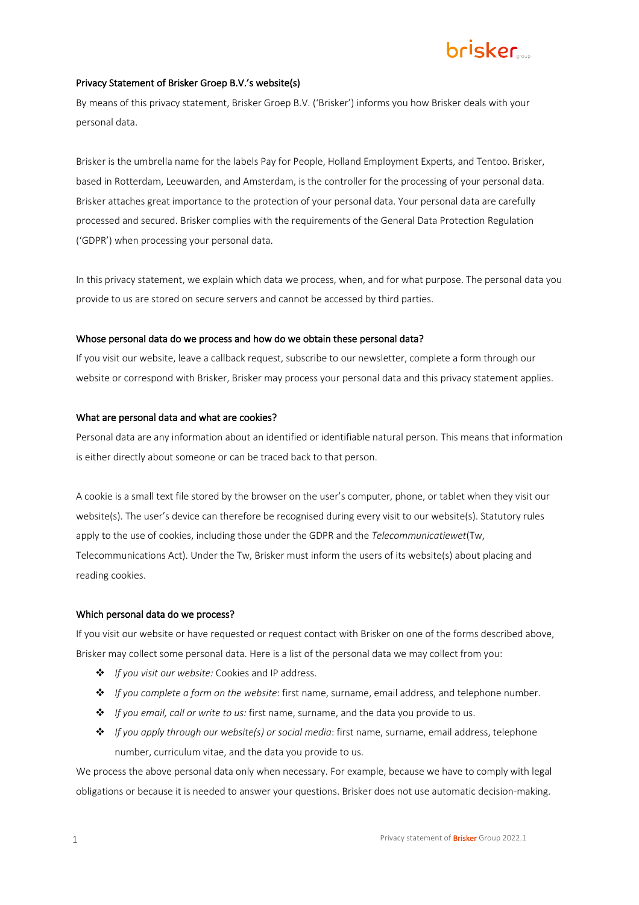## Privacy Statement of Brisker Groep B.V.'s website(s)

By means of this privacy statement, Brisker Groep B.V. ('Brisker') informs you how Brisker deals with your personal data.

Brisker is the umbrella name for the labels Pay for People, Holland Employment Experts, and Tentoo. Brisker, based in Rotterdam, Leeuwarden, and Amsterdam, is the controller for the processing of your personal data. Brisker attaches great importance to the protection of your personal data. Your personal data are carefully processed and secured. Brisker complies with the requirements of the General Data Protection Regulation ('GDPR') when processing your personal data.

In this privacy statement, we explain which data we process, when, and for what purpose. The personal data you provide to us are stored on secure servers and cannot be accessed by third parties.

### Whose personal data do we process and how do we obtain these personal data?

If you visit our website, leave a callback request, subscribe to our newsletter, complete a form through our website or correspond with Brisker, Brisker may process your personal data and this privacy statement applies.

### What are personal data and what are cookies?

Personal data are any information about an identified or identifiable natural person. This means that information is either directly about someone or can be traced back to that person.

A cookie is a small text file stored by the browser on the user's computer, phone, or tablet when they visit our website(s). The user's device can therefore be recognised during every visit to our website(s). Statutory rules apply to the use of cookies, including those under the GDPR and the *Telecommunicatiewet*(Tw, Telecommunications Act). Under the Tw, Brisker must inform the users of its website(s) about placing and reading cookies.

### Which personal data do we process?

If you visit our website or have requested or request contact with Brisker on one of the forms described above, Brisker may collect some personal data. Here is a list of the personal data we may collect from you:

- *If you visit our website:* Cookies and IP address.
- *If you complete a form on the website*: first name, surname, email address, and telephone number.
- *If you email, call or write to us:* first name, surname, and the data you provide to us.
- *If you apply through our website(s) or social media*: first name, surname, email address, telephone number, curriculum vitae, and the data you provide to us.

We process the above personal data only when necessary. For example, because we have to comply with legal obligations or because it is needed to answer your questions. Brisker does not use automatic decision-making.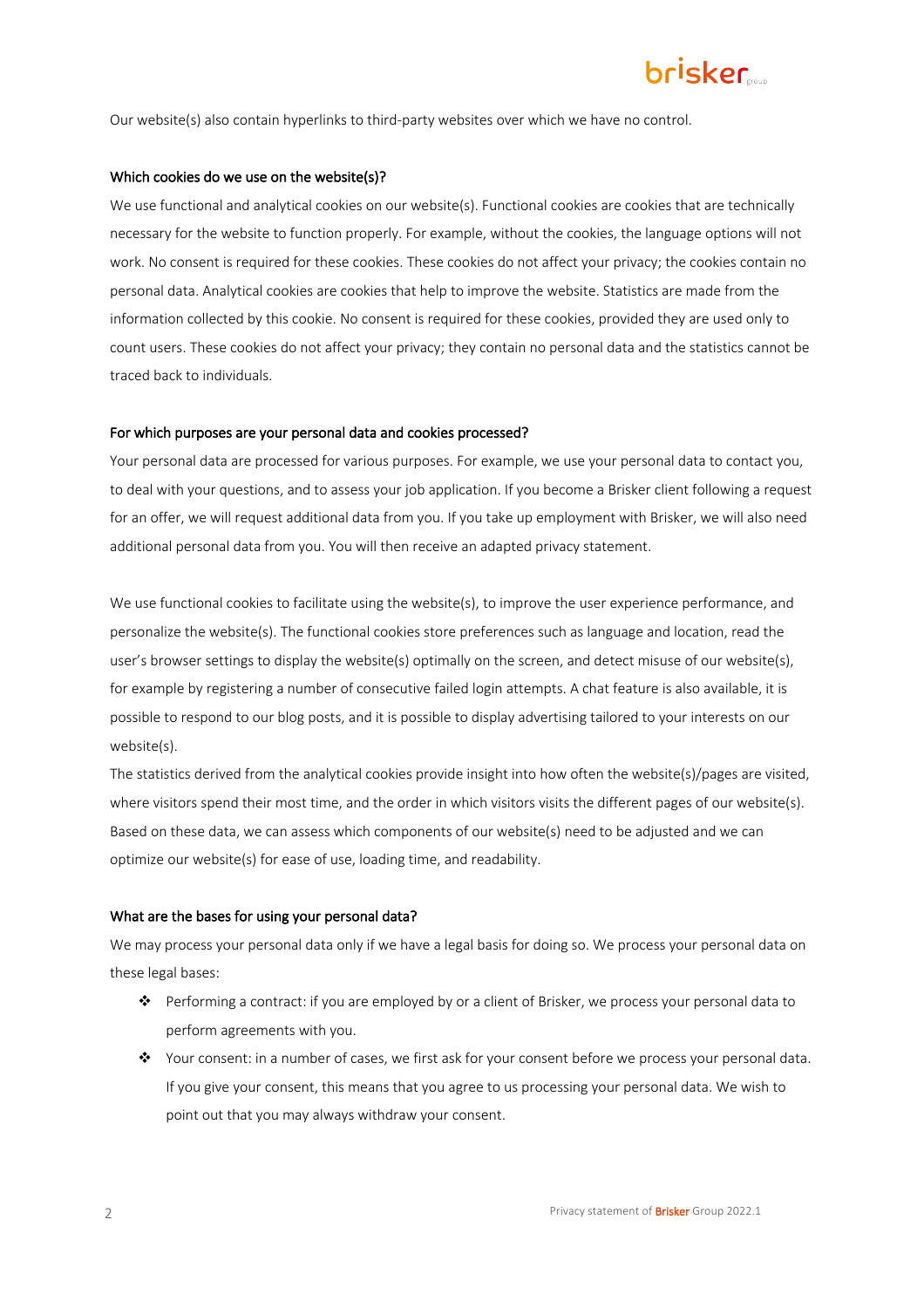Our website(s) also contain hyperlinks to third-party websites over which we have no control.

### Which cookies do we use on the website(s)?

We use functional and analytical cookies on our website(s). Functional cookies are cookies that are technically necessary for the website to function properly. For example, without the cookies, the language options will not work. No consent is required for these cookies. These cookies do not affect your privacy; the cookies contain no personal data. Analytical cookies are cookies that help to improve the website. Statistics are made from the information collected by this cookie. No consent is required for these cookies, provided they are used only to count users. These cookies do not affect your privacy; they contain no personal data and the statistics cannot be traced back to individuals.

### For which purposes are your personal data and cookies processed?

Your personal data are processed for various purposes. For example, we use your personal data to contact you, to deal with your questions, and to assess your job application. If you become a Brisker client following a request for an offer, we will request additional data from you. If you take up employment with Brisker, we will also need additional personal data from you. You will then receive an adapted privacy statement.

We use functional cookies to facilitate using the website(s), to improve the user experience performance, and personalize the website(s). The functional cookies store preferences such as language and location, read the user's browser settings to display the website(s) optimally on the screen, and detect misuse of our website(s), for example by registering a number of consecutive failed login attempts. A chat feature is also available, it is possible to respond to our blog posts, and it is possible to display advertising tailored to your interests on our website(s).

The statistics derived from the analytical cookies provide insight into how often the website(s)/pages are visited, where visitors spend their most time, and the order in which visitors visits the different pages of our website(s). Based on these data, we can assess which components of our website(s) need to be adjusted and we can optimize our website(s) for ease of use, loading time, and readability.

### What are the bases for using your personal data?

We may process your personal data only if we have a legal basis for doing so. We process your personal data on these legal bases:

- Performing a contract: if you are employed by or a client of Brisker, we process your personal data to perform agreements with you.
- Your consent: in a number of cases, we first ask for your consent before we process your personal data. If you give your consent, this means that you agree to us processing your personal data. We wish to point out that you may always withdraw your consent.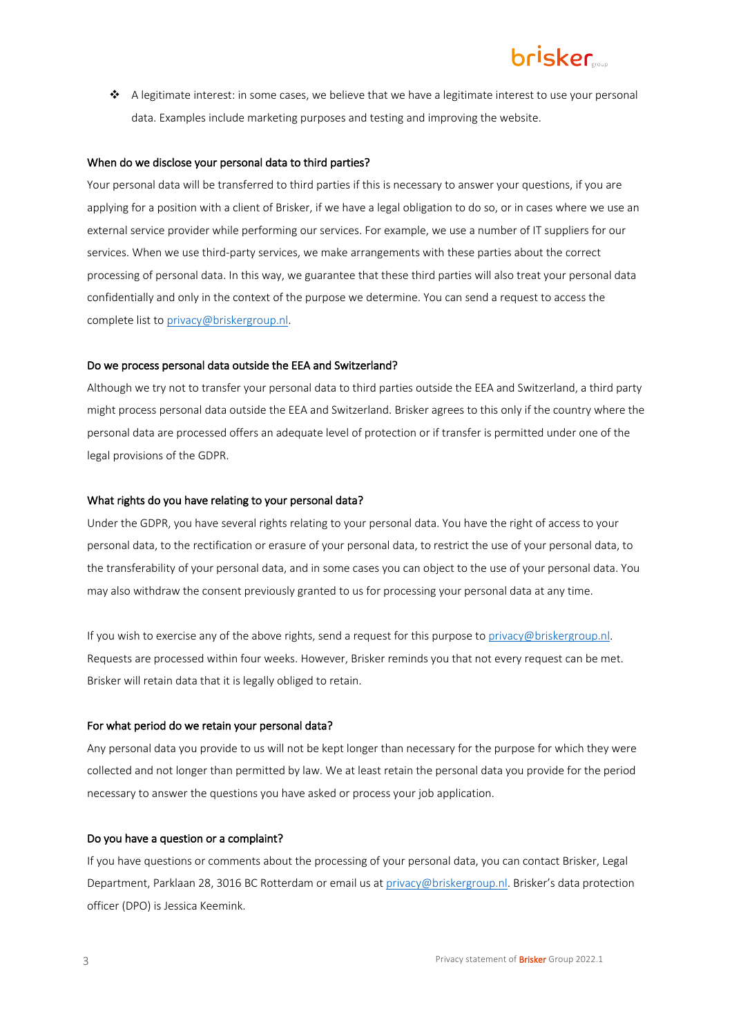- A legitimate interest: in some cases, we believe that we have a legitimate interest to use your personal data. Examples include marketing purposes and testing and improving the website.

**When do we disclose your personal data to third parties?**

Your personal data will be transferred to third parties if this is necessary to answer your questions, if you are applying for a position with a client of Brisker, if we have a legal obligation to do so, or in cases where we use an external service provider while performing our services. For example, we use a number of IT suppliers for our services. When we use third-party services, we make arrangements with these parties about the correct processing of personal data. In this way, we guarantee that these third parties will also treat your personal data confidentially and only in the context of the purpose we determine. You can send a request to access the complete list to privacy@briskergroup.nl.

**Do we process personal data outside the EEA and Switzerland?**

Although we try not to transfer your personal data to third parties outside the EEA and Switzerland, a third party might process personal data outside the EEA and Switzerland. Brisker agrees to this only if the country where the personal data are processed offers an adequate level of protection or if transfer is permitted under one of the legal provisions of the GDPR.

**What rights do you have relating to your personal data?**

Under the GDPR, you have several rights relating to your personal data. You have the right of access to your personal data, to the rectification or erasure of your personal data, to restrict the use of your personal data, to the transferability of your personal data, and in some cases you can object to the use of your personal data. You may also withdraw the consent previously granted to us for processing your personal data at any time.

If you wish to exercise any of the above rights, send a request for this purpose to privacy@briskergroup.nl. Requests are processed within four weeks. However, Brisker reminds you that not every request can be met. Brisker will retain data that it is legally obliged to retain.

**For what period do we retain your personal data?**

Any personal data you provide to us will not be kept longer than necessary for the purpose for which they were collected and not longer than permitted by law. We at least retain the personal data you provide for the period necessary to answer the questions you have asked or process your job application.

**Do you have a question or a complaint?**

If you have questions or comments about the processing of your personal data, you can contact Brisker, Legal Department, Parklaan 28, 3016 BC Rotterdam or email us at privacy@briskergroup.nl. Brisker's data protection officer (DPO) is Jessica Keemink.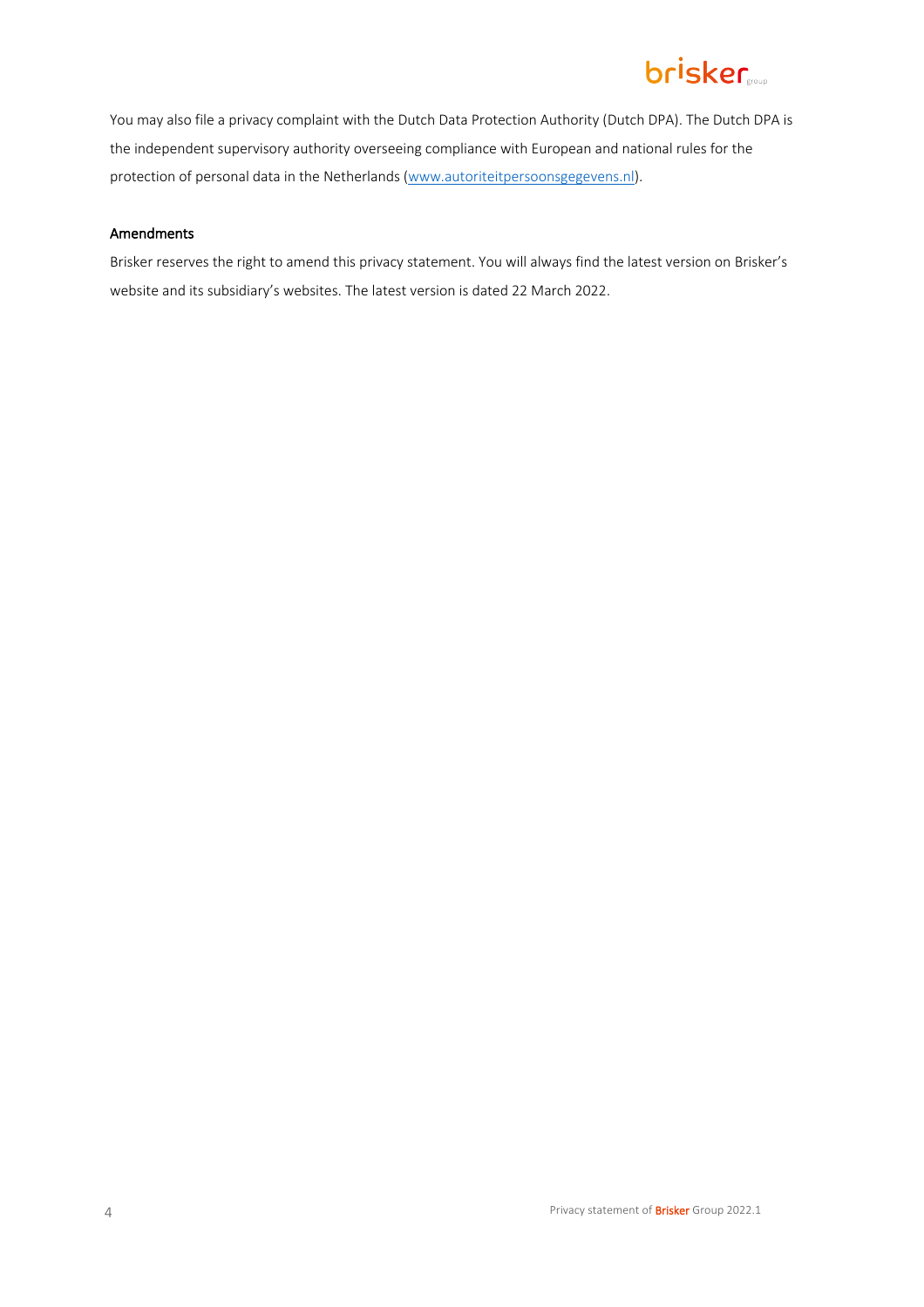You may also file a privacy complaint with the Dutch Data Protection Authority (Dutch DPA). The Dutch DPA is the independent supervisory authority overseeing compliance with European and national rules for the protection of personal data in the Netherlands (www.autoriteitpersoonsgegevens.nl).

### Amendments

Brisker reserves the right to amend this privacy statement. You will always find the latest version on Brisker's website and its subsidiary's websites. The latest version is dated 22 March 2022.